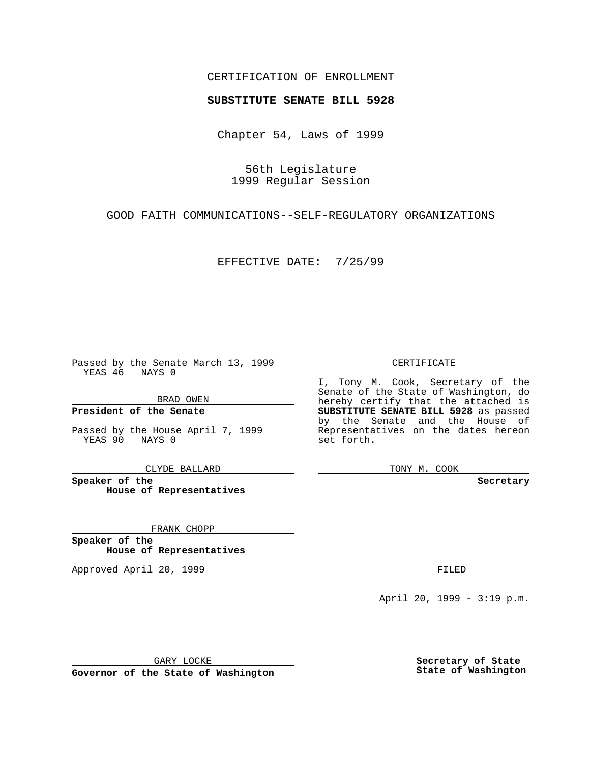CERTIFICATION OF ENROLLMENT

**SUBSTITUTE SENATE BILL 5928**

Chapter 54, Laws of 1999

56th Legislature
1999 Regular Session

GOOD FAITH COMMUNICATIONS--SELF-REGULATORY ORGANIZATIONS

EFFECTIVE DATE: 7/25/99

Passed by the Senate March 13, 1999
YEAS 46 NAYS 0

BRAD OWEN

**President of the Senate**

Passed by the House April 7, 1999
YEAS 90 NAYS 0

CLYDE BALLARD

**Speaker of the House of Representatives**

FRANK CHOPP

**Speaker of the House of Representatives**

Approved April 20, 1999

GARY LOCKE

**Governor of the State of Washington**

CERTIFICATE

I, Tony M. Cook, Secretary of the Senate of the State of Washington, do hereby certify that the attached is **SUBSTITUTE SENATE BILL 5928** as passed by the Senate and the House of Representatives on the dates hereon set forth.

TONY M. COOK

**Secretary**

FILED

April 20, 1999 - 3:19 p.m.

**Secretary of State**
**State of Washington**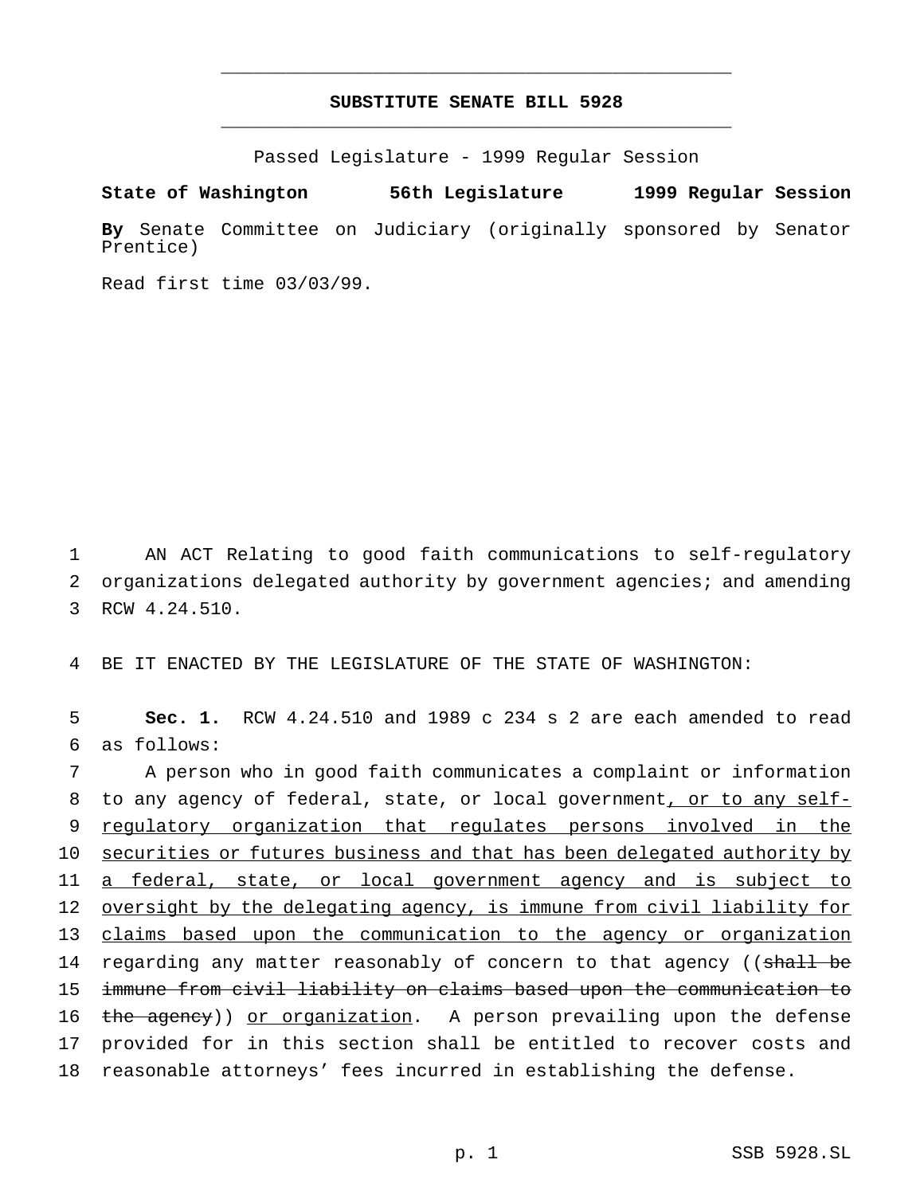# SUBSTITUTE SENATE BILL 5928

Passed Legislature - 1999 Regular Session

**State of Washington 56th Legislature 1999 Regular Session**

**By** Senate Committee on Judiciary (originally sponsored by Senator Prentice)

Read first time 03/03/99.

AN ACT Relating to good faith communications to self-regulatory organizations delegated authority by government agencies; and amending RCW 4.24.510.

BE IT ENACTED BY THE LEGISLATURE OF THE STATE OF WASHINGTON:

**Sec. 1.** RCW 4.24.510 and 1989 c 234 s 2 are each amended to read as follows:

A person who in good faith communicates a complaint or information to any agency of federal, state, or local government, or to any self-regulatory organization that regulates persons involved in the securities or futures business and that has been delegated authority by a federal, state, or local government agency and is subject to oversight by the delegating agency, is immune from civil liability for claims based upon the communication to the agency or organization regarding any matter reasonably of concern to that agency ((~~shall be immune from civil liability on claims based upon the communication to the agency~~)) or organization. A person prevailing upon the defense provided for in this section shall be entitled to recover costs and reasonable attorneys' fees incurred in establishing the defense.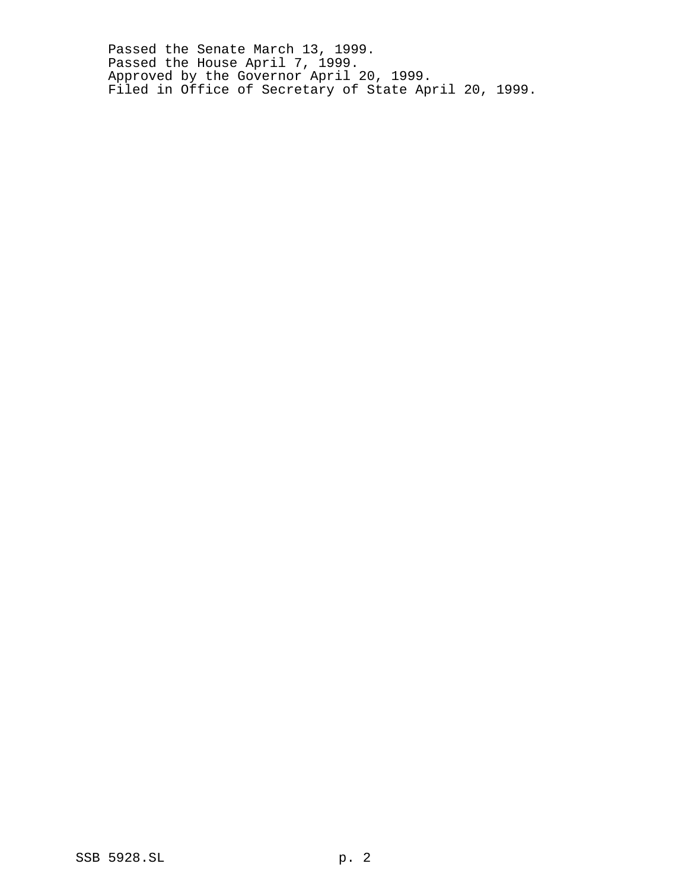Passed the Senate March 13, 1999.
Passed the House April 7, 1999.
Approved by the Governor April 20, 1999.
Filed in Office of Secretary of State April 20, 1999.